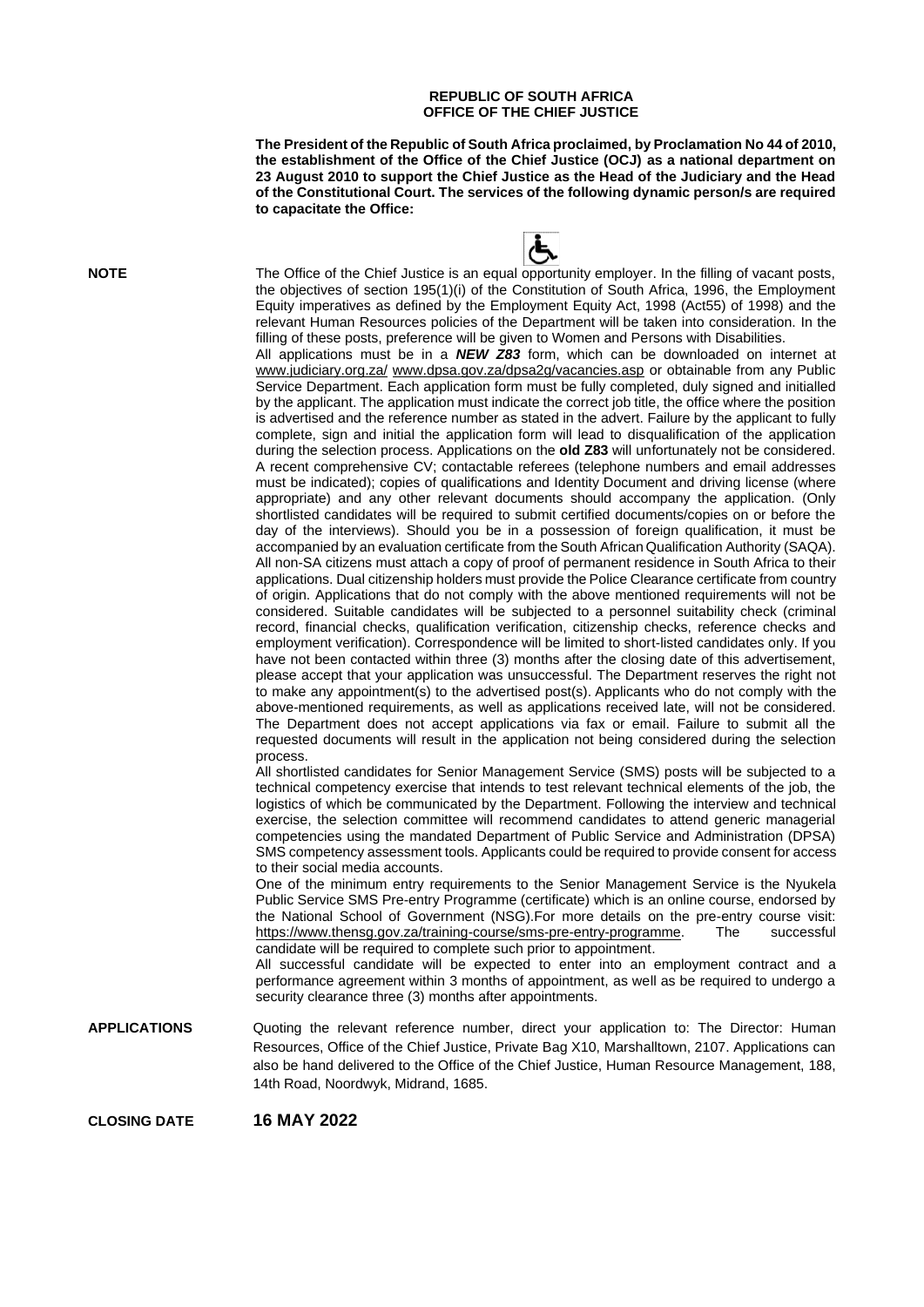**REPUBLIC OF SOUTH AFRICA**
**OFFICE OF THE CHIEF JUSTICE**

**The President of the Republic of South Africa proclaimed, by Proclamation No 44 of 2010, the establishment of the Office of the Chief Justice (OCJ) as a national department on 23 August 2010 to support the Chief Justice as the Head of the Judiciary and the Head of the Constitutional Court. The services of the following dynamic person/s are required to capacitate the Office:**

**NOTE** The Office of the Chief Justice is an equal opportunity employer. In the filling of vacant posts, the objectives of section 195(1)(i) of the Constitution of South Africa, 1996, the Employment Equity imperatives as defined by the Employment Equity Act, 1998 (Act55) of 1998) and the relevant Human Resources policies of the Department will be taken into consideration. In the filling of these posts, preference will be given to Women and Persons with Disabilities.

All applications must be in a ***NEW Z83*** form, which can be downloaded on internet at www.judiciary.org.za/ www.dpsa.gov.za/dpsa2g/vacancies.asp or obtainable from any Public Service Department. Each application form must be fully completed, duly signed and initialled by the applicant. The application must indicate the correct job title, the office where the position is advertised and the reference number as stated in the advert. Failure by the applicant to fully complete, sign and initial the application form will lead to disqualification of the application during the selection process. Applications on the **old Z83** will unfortunately not be considered. A recent comprehensive CV; contactable referees (telephone numbers and email addresses must be indicated); copies of qualifications and Identity Document and driving license (where appropriate) and any other relevant documents should accompany the application. (Only shortlisted candidates will be required to submit certified documents/copies on or before the day of the interviews). Should you be in a possession of foreign qualification, it must be accompanied by an evaluation certificate from the South African Qualification Authority (SAQA). All non-SA citizens must attach a copy of proof of permanent residence in South Africa to their applications. Dual citizenship holders must provide the Police Clearance certificate from country of origin. Applications that do not comply with the above mentioned requirements will not be considered. Suitable candidates will be subjected to a personnel suitability check (criminal record, financial checks, qualification verification, citizenship checks, reference checks and employment verification). Correspondence will be limited to short-listed candidates only. If you have not been contacted within three (3) months after the closing date of this advertisement, please accept that your application was unsuccessful. The Department reserves the right not to make any appointment(s) to the advertised post(s). Applicants who do not comply with the above-mentioned requirements, as well as applications received late, will not be considered. The Department does not accept applications via fax or email. Failure to submit all the requested documents will result in the application not being considered during the selection process.

All shortlisted candidates for Senior Management Service (SMS) posts will be subjected to a technical competency exercise that intends to test relevant technical elements of the job, the logistics of which be communicated by the Department. Following the interview and technical exercise, the selection committee will recommend candidates to attend generic managerial competencies using the mandated Department of Public Service and Administration (DPSA) SMS competency assessment tools. Applicants could be required to provide consent for access to their social media accounts.

One of the minimum entry requirements to the Senior Management Service is the Nyukela Public Service SMS Pre-entry Programme (certificate) which is an online course, endorsed by the National School of Government (NSG).For more details on the pre-entry course visit: https://www.thensg.gov.za/training-course/sms-pre-entry-programme. The successful candidate will be required to complete such prior to appointment.

All successful candidate will be expected to enter into an employment contract and a performance agreement within 3 months of appointment, as well as be required to undergo a security clearance three (3) months after appointments.

**APPLICATIONS** Quoting the relevant reference number, direct your application to: The Director: Human Resources, Office of the Chief Justice, Private Bag X10, Marshalltown, 2107. Applications can also be hand delivered to the Office of the Chief Justice, Human Resource Management, 188, 14th Road, Noordwyk, Midrand, 1685.

**CLOSING DATE** **16 MAY 2022**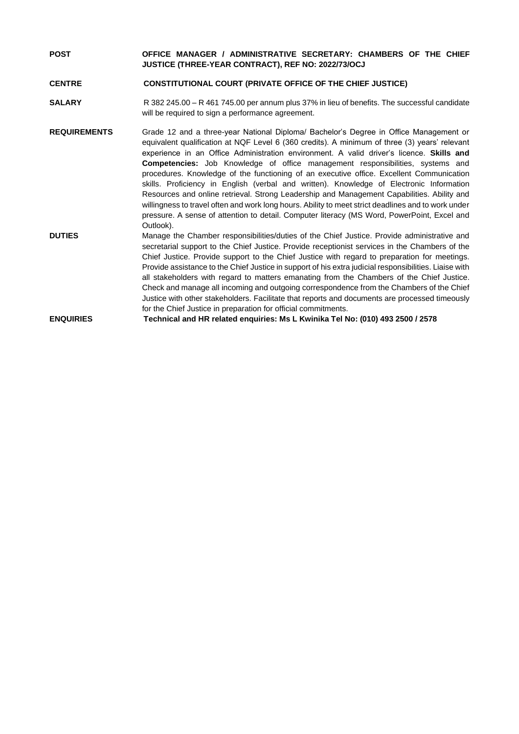**POST** **OFFICE MANAGER / ADMINISTRATIVE SECRETARY: CHAMBERS OF THE CHIEF JUSTICE (THREE-YEAR CONTRACT), REF NO: 2022/73/OCJ**

**CENTRE** **CONSTITUTIONAL COURT (PRIVATE OFFICE OF THE CHIEF JUSTICE)**

**SALARY** R 382 245.00 – R 461 745.00 per annum plus 37% in lieu of benefits. The successful candidate will be required to sign a performance agreement.

**REQUIREMENTS** Grade 12 and a three-year National Diploma/ Bachelor's Degree in Office Management or equivalent qualification at NQF Level 6 (360 credits). A minimum of three (3) years' relevant experience in an Office Administration environment. A valid driver's licence. **Skills and Competencies:** Job Knowledge of office management responsibilities, systems and procedures. Knowledge of the functioning of an executive office. Excellent Communication skills. Proficiency in English (verbal and written). Knowledge of Electronic Information Resources and online retrieval. Strong Leadership and Management Capabilities. Ability and willingness to travel often and work long hours. Ability to meet strict deadlines and to work under pressure. A sense of attention to detail. Computer literacy (MS Word, PowerPoint, Excel and Outlook).

**DUTIES** Manage the Chamber responsibilities/duties of the Chief Justice. Provide administrative and secretarial support to the Chief Justice. Provide receptionist services in the Chambers of the Chief Justice. Provide support to the Chief Justice with regard to preparation for meetings. Provide assistance to the Chief Justice in support of his extra judicial responsibilities. Liaise with all stakeholders with regard to matters emanating from the Chambers of the Chief Justice. Check and manage all incoming and outgoing correspondence from the Chambers of the Chief Justice with other stakeholders. Facilitate that reports and documents are processed timeously for the Chief Justice in preparation for official commitments.

**ENQUIRIES** **Technical and HR related enquiries: Ms L Kwinika Tel No: (010) 493 2500 / 2578**